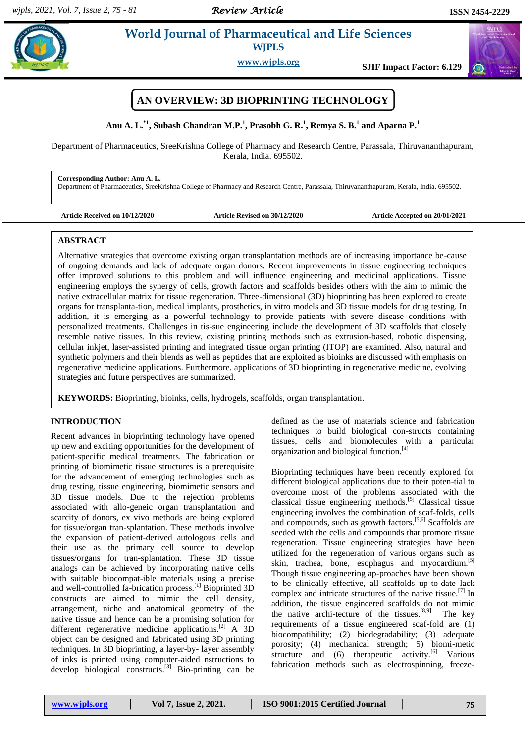# AN OVERVIEW: 3D BIOPRINTING TECHNOLOGY

**Anu A. L.[*1], Subash Chandran M.P.[1], Prasobh G. R.[1], Remya S. B.[1] and Aparna P.[1]**

Department of Pharmaceutics, SreeKrishna College of Pharmacy and Research Centre, Parassala, Thiruvananthapuram, Kerala, India. 695502.

**Corresponding Author: Anu A. L.**
Department of Pharmaceutics, SreeKrishna College of Pharmacy and Research Centre, Parassala, Thiruvananthapuram, Kerala, India. 695502.

**Article Received on 10/12/2020** **Article Revised on 30/12/2020** **Article Accepted on 20/01/2021**

## ABSTRACT

Alternative strategies that overcome existing organ transplantation methods are of increasing importance be-cause of ongoing demands and lack of adequate organ donors. Recent improvements in tissue engineering techniques offer improved solutions to this problem and will influence engineering and medicinal applications. Tissue engineering employs the synergy of cells, growth factors and scaffolds besides others with the aim to mimic the native extracellular matrix for tissue regeneration. Three-dimensional (3D) bioprinting has been explored to create organs for transplanta-tion, medical implants, prosthetics, in vitro models and 3D tissue models for drug testing. In addition, it is emerging as a powerful technology to provide patients with severe disease conditions with personalized treatments. Challenges in tis-sue engineering include the development of 3D scaffolds that closely resemble native tissues. In this review, existing printing methods such as extrusion-based, robotic dispensing, cellular inkjet, laser-assisted printing and integrated tissue organ printing (ITOP) are examined. Also, natural and synthetic polymers and their blends as well as peptides that are exploited as bioinks are discussed with emphasis on regenerative medicine applications. Furthermore, applications of 3D bioprinting in regenerative medicine, evolving strategies and future perspectives are summarized.

**KEYWORDS:** Bioprinting, bioinks, cells, hydrogels, scaffolds, organ transplantation.

## INTRODUCTION

Recent advances in bioprinting technology have opened up new and exciting opportunities for the development of patient-specific medical treatments. The fabrication or printing of biomimetic tissue structures is a prerequisite for the advancement of emerging technologies such as drug testing, tissue engineering, biomimetic sensors and 3D tissue models. Due to the rejection problems associated with allo-geneic organ transplantation and scarcity of donors, ex vivo methods are being explored for tissue/organ tran-splantation. These methods involve the expansion of patient-derived autologous cells and their use as the primary cell source to develop tissues/organs for tran-splantation. These 3D tissue analogs can be achieved by incorporating native cells with suitable biocompat-ible materials using a precise and well-controlled fa-brication process.[1] Bioprinted 3D constructs are aimed to mimic the cell density, arrangement, niche and anatomical geometry of the native tissue and hence can be a promising solution for different regenerative medicine applications.[2] A 3D object can be designed and fabricated using 3D printing techniques. In 3D bioprinting, a layer-by- layer assembly of inks is printed using computer-aided nstructions to develop biological constructs.[3] Bio-printing can be defined as the use of materials science and fabrication techniques to build biological con-structs containing tissues, cells and biomolecules with a particular organization and biological function.[4]

Bioprinting techniques have been recently explored for different biological applications due to their poten-tial to overcome most of the problems associated with the classical tissue engineering methods.[5] Classical tissue engineering involves the combination of scaf-folds, cells and compounds, such as growth factors.[5,6] Scaffolds are seeded with the cells and compounds that promote tissue regeneration. Tissue engineering strategies have been utilized for the regeneration of various organs such as skin, trachea, bone, esophagus and myocardium.[5] Though tissue engineering ap-proaches have been shown to be clinically effective, all scaffolds up-to-date lack complex and intricate structures of the native tissue.[7] In addition, the tissue engineered scaffolds do not mimic the native archi-tecture of the tissues.[8,9] The key requirements of a tissue engineered scaf-fold are (1) biocompatibility; (2) biodegradability; (3) adequate porosity; (4) mechanical strength; 5) biomi-metic structure and (6) therapeutic activity.[6] Various fabrication methods such as electrospinning, freeze-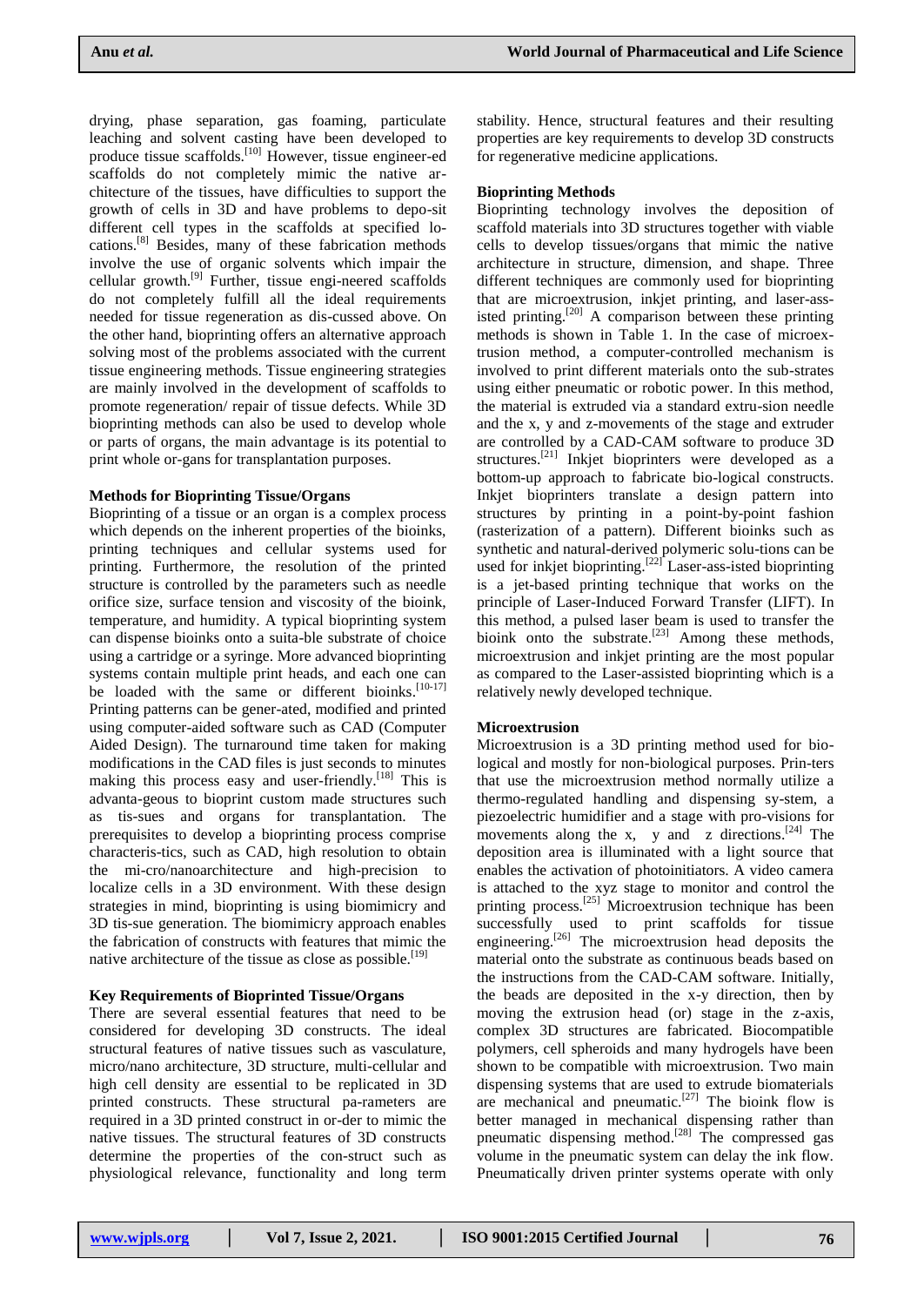drying, phase separation, gas foaming, particulate leaching and solvent casting have been developed to produce tissue scaffolds.[10] However, tissue engineer-ed scaffolds do not completely mimic the native ar-chitecture of the tissues, have difficulties to support the growth of cells in 3D and have problems to depo-sit different cell types in the scaffolds at specified lo-cations.[8] Besides, many of these fabrication methods involve the use of organic solvents which impair the cellular growth.[9] Further, tissue engi-neered scaffolds do not completely fulfill all the ideal requirements needed for tissue regeneration as dis-cussed above. On the other hand, bioprinting offers an alternative approach solving most of the problems associated with the current tissue engineering methods. Tissue engineering strategies are mainly involved in the development of scaffolds to promote regeneration/ repair of tissue defects. While 3D bioprinting methods can also be used to develop whole or parts of organs, the main advantage is its potential to print whole or-gans for transplantation purposes.

### Methods for Bioprinting Tissue/Organs

Bioprinting of a tissue or an organ is a complex process which depends on the inherent properties of the bioinks, printing techniques and cellular systems used for printing. Furthermore, the resolution of the printed structure is controlled by the parameters such as needle orifice size, surface tension and viscosity of the bioink, temperature, and humidity. A typical bioprinting system can dispense bioinks onto a suita-ble substrate of choice using a cartridge or a syringe. More advanced bioprinting systems contain multiple print heads, and each one can be loaded with the same or different bioinks.[10-17] Printing patterns can be gener-ated, modified and printed using computer-aided software such as CAD (Computer Aided Design). The turnaround time taken for making modifications in the CAD files is just seconds to minutes making this process easy and user-friendly.[18] This is advanta-geous to bioprint custom made structures such as tis-sues and organs for transplantation. The prerequisites to develop a bioprinting process comprise characteris-tics, such as CAD, high resolution to obtain the mi-cro/nanoarchitecture and high-precision to localize cells in a 3D environment. With these design strategies in mind, bioprinting is using biomimicry and 3D tis-sue generation. The biomimicry approach enables the fabrication of constructs with features that mimic the native architecture of the tissue as close as possible.[19]

### Key Requirements of Bioprinted Tissue/Organs

There are several essential features that need to be considered for developing 3D constructs. The ideal structural features of native tissues such as vasculature, micro/nano architecture, 3D structure, multi-cellular and high cell density are essential to be replicated in 3D printed constructs. These structural pa-rameters are required in a 3D printed construct in or-der to mimic the native tissues. The structural features of 3D constructs determine the properties of the con-struct such as physiological relevance, functionality and long term stability. Hence, structural features and their resulting properties are key requirements to develop 3D constructs for regenerative medicine applications.

### Bioprinting Methods

Bioprinting technology involves the deposition of scaffold materials into 3D structures together with viable cells to develop tissues/organs that mimic the native architecture in structure, dimension, and shape. Three different techniques are commonly used for bioprinting that are microextrusion, inkjet printing, and laser-ass-isted printing.[20] A comparison between these printing methods is shown in Table 1. In the case of microex-trusion method, a computer-controlled mechanism is involved to print different materials onto the sub-strates using either pneumatic or robotic power. In this method, the material is extruded via a standard extru-sion needle and the x, y and z-movements of the stage and extruder are controlled by a CAD-CAM software to produce 3D structures.[21] Inkjet bioprinters were developed as a bottom-up approach to fabricate bio-logical constructs. Inkjet bioprinters translate a design pattern into structures by printing in a point-by-point fashion (rasterization of a pattern). Different bioinks such as synthetic and natural-derived polymeric solu-tions can be used for inkjet bioprinting.[22] Laser-ass-isted bioprinting is a jet-based printing technique that works on the principle of Laser-Induced Forward Transfer (LIFT). In this method, a pulsed laser beam is used to transfer the bioink onto the substrate.[23] Among these methods, microextrusion and inkjet printing are the most popular as compared to the Laser-assisted bioprinting which is a relatively newly developed technique.

### Microextrusion

Microextrusion is a 3D printing method used for bio-logical and mostly for non-biological purposes. Prin-ters that use the microextrusion method normally utilize a thermo-regulated handling and dispensing sy-stem, a piezoelectric humidifier and a stage with pro-visions for movements along the x, y and z directions.[24] The deposition area is illuminated with a light source that enables the activation of photoinitiators. A video camera is attached to the xyz stage to monitor and control the printing process.[25] Microextrusion technique has been successfully used to print scaffolds for tissue engineering.[26] The microextrusion head deposits the material onto the substrate as continuous beads based on the instructions from the CAD-CAM software. Initially, the beads are deposited in the x-y direction, then by moving the extrusion head (or) stage in the z-axis, complex 3D structures are fabricated. Biocompatible polymers, cell spheroids and many hydrogels have been shown to be compatible with microextrusion. Two main dispensing systems that are used to extrude biomaterials are mechanical and pneumatic.[27] The bioink flow is better managed in mechanical dispensing rather than pneumatic dispensing method.[28] The compressed gas volume in the pneumatic system can delay the ink flow. Pneumatically driven printer systems operate with only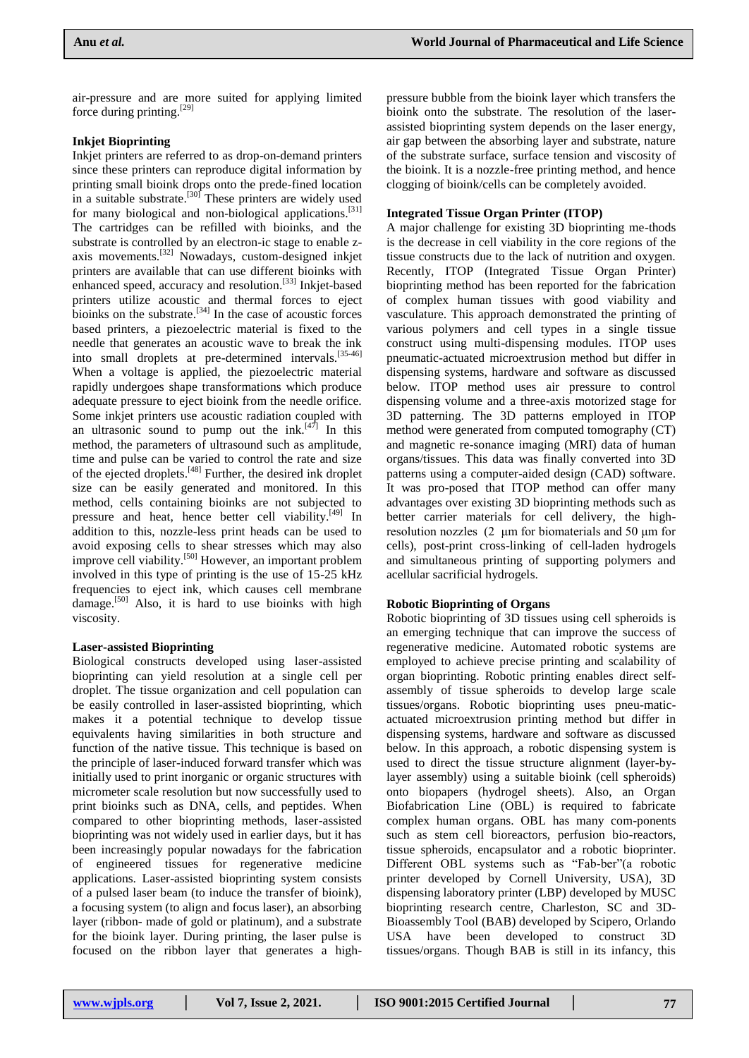air-pressure and are more suited for applying limited force during printing.[29]

**Inkjet Bioprinting**

Inkjet printers are referred to as drop-on-demand printers since these printers can reproduce digital information by printing small bioink drops onto the prede-fined location in a suitable substrate.[30] These printers are widely used for many biological and non-biological applications.[31] The cartridges can be refilled with bioinks, and the substrate is controlled by an electron-ic stage to enable z-axis movements.[32] Nowadays, custom-designed inkjet printers are available that can use different bioinks with enhanced speed, accuracy and resolution.[33] Inkjet-based printers utilize acoustic and thermal forces to eject bioinks on the substrate.[34] In the case of acoustic forces based printers, a piezoelectric material is fixed to the needle that generates an acoustic wave to break the ink into small droplets at pre-determined intervals.[35-46] When a voltage is applied, the piezoelectric material rapidly undergoes shape transformations which produce adequate pressure to eject bioink from the needle orifice. Some inkjet printers use acoustic radiation coupled with an ultrasonic sound to pump out the ink.[47] In this method, the parameters of ultrasound such as amplitude, time and pulse can be varied to control the rate and size of the ejected droplets.[48] Further, the desired ink droplet size can be easily generated and monitored. In this method, cells containing bioinks are not subjected to pressure and heat, hence better cell viability.[49] In addition to this, nozzle-less print heads can be used to avoid exposing cells to shear stresses which may also improve cell viability.[50] However, an important problem involved in this type of printing is the use of 15-25 kHz frequencies to eject ink, which causes cell membrane damage.[50] Also, it is hard to use bioinks with high viscosity.

**Laser-assisted Bioprinting**

Biological constructs developed using laser-assisted bioprinting can yield resolution at a single cell per droplet. The tissue organization and cell population can be easily controlled in laser-assisted bioprinting, which makes it a potential technique to develop tissue equivalents having similarities in both structure and function of the native tissue. This technique is based on the principle of laser-induced forward transfer which was initially used to print inorganic or organic structures with micrometer scale resolution but now successfully used to print bioinks such as DNA, cells, and peptides. When compared to other bioprinting methods, laser-assisted bioprinting was not widely used in earlier days, but it has been increasingly popular nowadays for the fabrication of engineered tissues for regenerative medicine applications. Laser-assisted bioprinting system consists of a pulsed laser beam (to induce the transfer of bioink), a focusing system (to align and focus laser), an absorbing layer (ribbon- made of gold or platinum), and a substrate for the bioink layer. During printing, the laser pulse is focused on the ribbon layer that generates a high-pressure bubble from the bioink layer which transfers the bioink onto the substrate. The resolution of the laser-assisted bioprinting system depends on the laser energy, air gap between the absorbing layer and substrate, nature of the substrate surface, surface tension and viscosity of the bioink. It is a nozzle-free printing method, and hence clogging of bioink/cells can be completely avoided.

**Integrated Tissue Organ Printer (ITOP)**

A major challenge for existing 3D bioprinting me-thods is the decrease in cell viability in the core regions of the tissue constructs due to the lack of nutrition and oxygen. Recently, ITOP (Integrated Tissue Organ Printer) bioprinting method has been reported for the fabrication of complex human tissues with good viability and vasculature. This approach demonstrated the printing of various polymers and cell types in a single tissue construct using multi-dispensing modules. ITOP uses pneumatic-actuated microextrusion method but differ in dispensing systems, hardware and software as discussed below. ITOP method uses air pressure to control dispensing volume and a three-axis motorized stage for 3D patterning. The 3D patterns employed in ITOP method were generated from computed tomography (CT) and magnetic re-sonance imaging (MRI) data of human organs/tissues. This data was finally converted into 3D patterns using a computer-aided design (CAD) software. It was pro-posed that ITOP method can offer many advantages over existing 3D bioprinting methods such as better carrier materials for cell delivery, the high-resolution nozzles (2 µm for biomaterials and 50 µm for cells), post-print cross-linking of cell-laden hydrogels and simultaneous printing of supporting polymers and acellular sacrificial hydrogels.

**Robotic Bioprinting of Organs**

Robotic bioprinting of 3D tissues using cell spheroids is an emerging technique that can improve the success of regenerative medicine. Automated robotic systems are employed to achieve precise printing and scalability of organ bioprinting. Robotic printing enables direct self-assembly of tissue spheroids to develop large scale tissues/organs. Robotic bioprinting uses pneu-matic-actuated microextrusion printing method but differ in dispensing systems, hardware and software as discussed below. In this approach, a robotic dispensing system is used to direct the tissue structure alignment (layer-by-layer assembly) using a suitable bioink (cell spheroids) onto biopapers (hydrogel sheets). Also, an Organ Biofabrication Line (OBL) is required to fabricate complex human organs. OBL has many com-ponents such as stem cell bioreactors, perfusion bio-reactors, tissue spheroids, encapsulator and a robotic bioprinter. Different OBL systems such as "Fab-ber"(a robotic printer developed by Cornell University, USA), 3D dispensing laboratory printer (LBP) developed by MUSC bioprinting research centre, Charleston, SC and 3D-Bioassembly Tool (BAB) developed by Scipero, Orlando USA have been developed to construct 3D tissues/organs. Though BAB is still in its infancy, this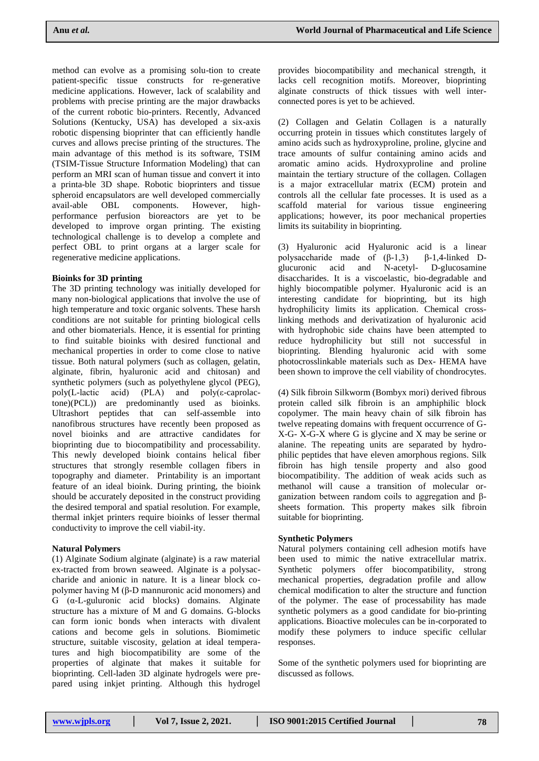method can evolve as a promising solu-tion to create patient-specific tissue constructs for re-generative medicine applications. However, lack of scalability and problems with precise printing are the major drawbacks of the current robotic bio-printers. Recently, Advanced Solutions (Kentucky, USA) has developed a six-axis robotic dispensing bioprinter that can efficiently handle curves and allows precise printing of the structures. The main advantage of this method is its software, TSIM (TSIM-Tissue Structure Information Modeling) that can perform an MRI scan of human tissue and convert it into a printa-ble 3D shape. Robotic bioprinters and tissue spheroid encapsulators are well developed commercially avail-able OBL components. However, high-performance perfusion bioreactors are yet to be developed to improve organ printing. The existing technological challenge is to develop a complete and perfect OBL to print organs at a larger scale for regenerative medicine applications.

**Bioinks for 3D printing**

The 3D printing technology was initially developed for many non-biological applications that involve the use of high temperature and toxic organic solvents. These harsh conditions are not suitable for printing biological cells and other biomaterials. Hence, it is essential for printing to find suitable bioinks with desired functional and mechanical properties in order to come close to native tissue. Both natural polymers (such as collagen, gelatin, alginate, fibrin, hyaluronic acid and chitosan) and synthetic polymers (such as polyethylene glycol (PEG), poly(L-lactic acid) (PLA) and poly(ε-caprolac-tone)(PCL)) are predominantly used as bioinks. Ultrashort peptides that can self-assemble into nanofibrous structures have recently been proposed as novel bioinks and are attractive candidates for bioprinting due to biocompatibility and processability. This newly developed bioink contains helical fiber structures that strongly resemble collagen fibers in topography and diameter. Printability is an important feature of an ideal bioink. During printing, the bioink should be accurately deposited in the construct providing the desired temporal and spatial resolution. For example, thermal inkjet printers require bioinks of lesser thermal conductivity to improve the cell viabil-ity.

**Natural Polymers**

(1) Alginate Sodium alginate (alginate) is a raw material ex-tracted from brown seaweed. Alginate is a polysac-charide and anionic in nature. It is a linear block co-polymer having M (β-D mannuronic acid monomers) and G (α-L-guluronic acid blocks) domains. Alginate structure has a mixture of M and G domains. G-blocks can form ionic bonds when interacts with divalent cations and become gels in solutions. Biomimetic structure, suitable viscosity, gelation at ideal tempera-tures and high biocompatibility are some of the properties of alginate that makes it suitable for bioprinting. Cell-laden 3D alginate hydrogels were pre-pared using inkjet printing. Although this hydrogel provides biocompatibility and mechanical strength, it lacks cell recognition motifs. Moreover, bioprinting alginate constructs of thick tissues with well inter-connected pores is yet to be achieved.

(2) Collagen and Gelatin Collagen is a naturally occurring protein in tissues which constitutes largely of amino acids such as hydroxyproline, proline, glycine and trace amounts of sulfur containing amino acids and aromatic amino acids. Hydroxyproline and proline maintain the tertiary structure of the collagen. Collagen is a major extracellular matrix (ECM) protein and controls all the cellular fate processes. It is used as a scaffold material for various tissue engineering applications; however, its poor mechanical properties limits its suitability in bioprinting.

(3) Hyaluronic acid Hyaluronic acid is a linear polysaccharide made of (β-1,3) β-1,4-linked D-glucuronic acid and N-acetyl- D-glucosamine disaccharides. It is a viscoelastic, bio-degradable and highly biocompatible polymer. Hyaluronic acid is an interesting candidate for bioprinting, but its high hydrophilicity limits its application. Chemical cross-linking methods and derivatization of hyaluronic acid with hydrophobic side chains have been attempted to reduce hydrophilicity but still not successful in bioprinting. Blending hyaluronic acid with some photocrosslinkable materials such as Dex- HEMA have been shown to improve the cell viability of chondrocytes.

(4) Silk fibroin Silkworm (Bombyx mori) derived fibrous protein called silk fibroin is an amphiphilic block copolymer. The main heavy chain of silk fibroin has twelve repeating domains with frequent occurrence of G-X-G- X-G-X where G is glycine and X may be serine or alanine. The repeating units are separated by hydro-philic peptides that have eleven amorphous regions. Silk fibroin has high tensile property and also good biocompatibility. The addition of weak acids such as methanol will cause a transition of molecular or-ganization between random coils to aggregation and β-sheets formation. This property makes silk fibroin suitable for bioprinting.

**Synthetic Polymers**

Natural polymers containing cell adhesion motifs have been used to mimic the native extracellular matrix. Synthetic polymers offer biocompatibility, strong mechanical properties, degradation profile and allow chemical modification to alter the structure and function of the polymer. The ease of processability has made synthetic polymers as a good candidate for bio-printing applications. Bioactive molecules can be in-corporated to modify these polymers to induce specific cellular responses.

Some of the synthetic polymers used for bioprinting are discussed as follows.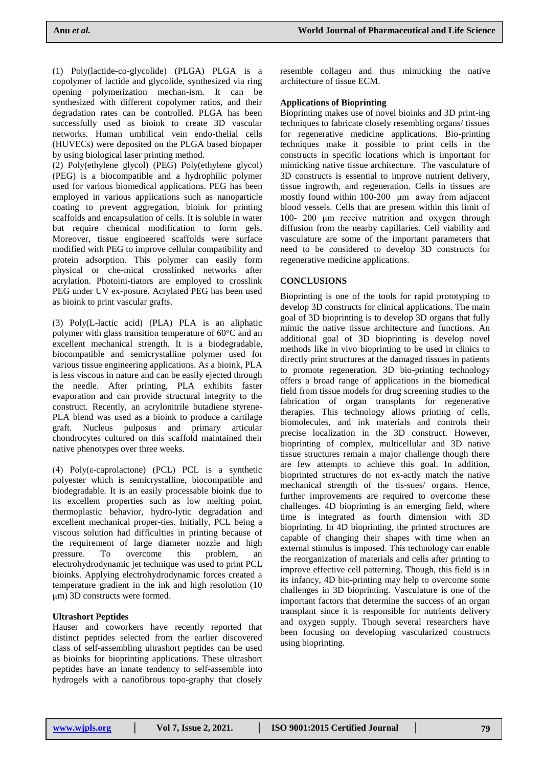(1) Poly(lactide-co-glycolide) (PLGA) PLGA is a copolymer of lactide and glycolide, synthesized via ring opening polymerization mechan-ism. It can be synthesized with different copolymer ratios, and their degradation rates can be controlled. PLGA has been successfully used as bioink to create 3D vascular networks. Human umbilical vein endo-thelial cells (HUVECs) were deposited on the PLGA based biopaper by using biological laser printing method.

(2) Poly(ethylene glycol) (PEG) Poly(ethylene glycol) (PEG) is a biocompatible and a hydrophilic polymer used for various biomedical applications. PEG has been employed in various applications such as nanoparticle coating to prevent aggregation, bioink for printing scaffolds and encapsulation of cells. It is soluble in water but require chemical modification to form gels. Moreover, tissue engineered scaffolds were surface modified with PEG to improve cellular compatibility and protein adsorption. This polymer can easily form physical or che-mical crosslinked networks after acrylation. Photoini-tiators are employed to crosslink PEG under UV ex-posure. Acrylated PEG has been used as bioink to print vascular grafts.

(3) Poly(L-lactic acid) (PLA) PLA is an aliphatic polymer with glass transition temperature of 60°C and an excellent mechanical strength. It is a biodegradable, biocompatible and semicrystalline polymer used for various tissue engineering applications. As a bioink, PLA is less viscous in nature and can be easily ejected through the needle. After printing, PLA exhibits faster evaporation and can provide structural integrity to the construct. Recently, an acrylonitrile butadiene styrene-PLA blend was used as a bioink to produce a cartilage graft. Nucleus pulposus and primary articular chondrocytes cultured on this scaffold maintained their native phenotypes over three weeks.

(4) Poly(ε-caprolactone) (PCL) PCL is a synthetic polyester which is semicrystalline, biocompatible and biodegradable. It is an easily processable bioink due to its excellent properties such as low melting point, thermoplastic behavior, hydro-lytic degradation and excellent mechanical proper-ties. Initially, PCL being a viscous solution had difficulties in printing because of the requirement of large diameter nozzle and high pressure. To overcome this problem, an electrohydrodynamic jet technique was used to print PCL bioinks. Applying electrohydrodynamic forces created a temperature gradient in the ink and high resolution (10 µm) 3D constructs were formed.

### Ultrashort Peptides

Hauser and coworkers have recently reported that distinct peptides selected from the earlier discovered class of self-assembling ultrashort peptides can be used as bioinks for bioprinting applications. These ultrashort peptides have an innate tendency to self-assemble into hydrogels with a nanofibrous topo-graphy that closely resemble collagen and thus mimicking the native architecture of tissue ECM.

### Applications of Bioprinting

Bioprinting makes use of novel bioinks and 3D print-ing techniques to fabricate closely resembling organs/ tissues for regenerative medicine applications. Bio-printing techniques make it possible to print cells in the constructs in specific locations which is important for mimicking native tissue architecture. The vasculature of 3D constructs is essential to improve nutrient delivery, tissue ingrowth, and regeneration. Cells in tissues are mostly found within 100-200 µm away from adjacent blood vessels. Cells that are present within this limit of 100- 200 µm receive nutrition and oxygen through diffusion from the nearby capillaries. Cell viability and vasculature are some of the important parameters that need to be considered to develop 3D constructs for regenerative medicine applications.

## CONCLUSIONS

Bioprinting is one of the tools for rapid prototyping to develop 3D constructs for clinical applications. The main goal of 3D bioprinting is to develop 3D organs that fully mimic the native tissue architecture and functions. An additional goal of 3D bioprinting is develop novel methods like in vivo bioprinting to be used in clinics to directly print structures at the damaged tissues in patients to promote regeneration. 3D bio-printing technology offers a broad range of applications in the biomedical field from tissue models for drug screening studies to the fabrication of organ transplants for regenerative therapies. This technology allows printing of cells, biomolecules, and ink materials and controls their precise localization in the 3D construct. However, bioprinting of complex, multicellular and 3D native tissue structures remain a major challenge though there are few attempts to achieve this goal. In addition, bioprinted structures do not ex-actly match the native mechanical strength of the tis-sues/ organs. Hence, further improvements are required to overcome these challenges. 4D bioprinting is an emerging field, where time is integrated as fourth dimension with 3D bioprinting. In 4D bioprinting, the printed structures are capable of changing their shapes with time when an external stimulus is imposed. This technology can enable the reorganization of materials and cells after printing to improve effective cell patterning. Though, this field is in its infancy, 4D bio-printing may help to overcome some challenges in 3D bioprinting. Vasculature is one of the important factors that determine the success of an organ transplant since it is responsible for nutrients delivery and oxygen supply. Though several researchers have been focusing on developing vascularized constructs using bioprinting.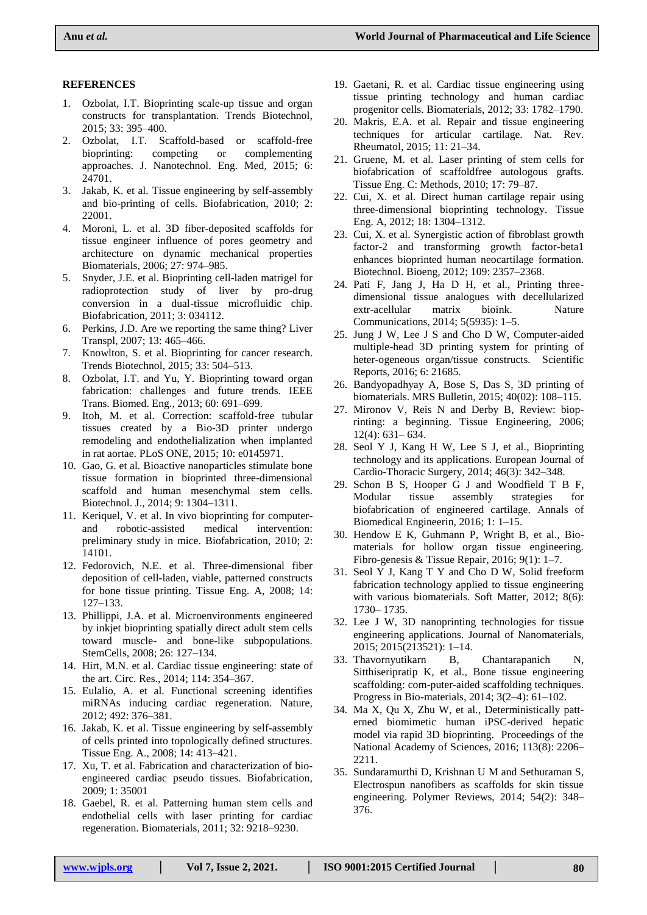## REFERENCES

1. Ozbolat, I.T. Bioprinting scale-up tissue and organ constructs for transplantation. Trends Biotechnol, 2015; 33: 395–400.
2. Ozbolat, I.T. Scaffold-based or scaffold-free bioprinting: competing or complementing approaches. J. Nanotechnol. Eng. Med, 2015; 6: 24701.
3. Jakab, K. et al. Tissue engineering by self-assembly and bio-printing of cells. Biofabrication, 2010; 2: 22001.
4. Moroni, L. et al. 3D fiber-deposited scaffolds for tissue engineer influence of pores geometry and architecture on dynamic mechanical properties Biomaterials, 2006; 27: 974–985.
5. Snyder, J.E. et al. Bioprinting cell-laden matrigel for radioprotection study of liver by pro-drug conversion in a dual-tissue microfluidic chip. Biofabrication, 2011; 3: 034112.
6. Perkins, J.D. Are we reporting the same thing? Liver Transpl, 2007; 13: 465–466.
7. Knowlton, S. et al. Bioprinting for cancer research. Trends Biotechnol, 2015; 33: 504–513.
8. Ozbolat, I.T. and Yu, Y. Bioprinting toward organ fabrication: challenges and future trends. IEEE Trans. Biomed. Eng., 2013; 60: 691–699.
9. Itoh, M. et al. Correction: scaffold-free tubular tissues created by a Bio-3D printer undergo remodeling and endothelialization when implanted in rat aortae. PLoS ONE, 2015; 10: e0145971.
10. Gao, G. et al. Bioactive nanoparticles stimulate bone tissue formation in bioprinted three-dimensional scaffold and human mesenchymal stem cells. Biotechnol. J., 2014; 9: 1304–1311.
11. Keriquel, V. et al. In vivo bioprinting for computer- and robotic-assisted medical intervention: preliminary study in mice. Biofabrication, 2010; 2: 14101.
12. Fedorovich, N.E. et al. Three-dimensional fiber deposition of cell-laden, viable, patterned constructs for bone tissue printing. Tissue Eng. A, 2008; 14: 127–133.
13. Phillippi, J.A. et al. Microenvironments engineered by inkjet bioprinting spatially direct adult stem cells toward muscle- and bone-like subpopulations. StemCells, 2008; 26: 127–134.
14. Hirt, M.N. et al. Cardiac tissue engineering: state of the art. Circ. Res., 2014; 114: 354–367.
15. Eulalio, A. et al. Functional screening identifies miRNAs inducing cardiac regeneration. Nature, 2012; 492: 376–381.
16. Jakab, K. et al. Tissue engineering by self-assembly of cells printed into topologically defined structures. Tissue Eng. A., 2008; 14: 413–421.
17. Xu, T. et al. Fabrication and characterization of bio-engineered cardiac pseudo tissues. Biofabrication, 2009; 1: 35001
18. Gaebel, R. et al. Patterning human stem cells and endothelial cells with laser printing for cardiac regeneration. Biomaterials, 2011; 32: 9218–9230.
19. Gaetani, R. et al. Cardiac tissue engineering using tissue printing technology and human cardiac progenitor cells. Biomaterials, 2012; 33: 1782–1790.
20. Makris, E.A. et al. Repair and tissue engineering techniques for articular cartilage. Nat. Rev. Rheumatol, 2015; 11: 21–34.
21. Gruene, M. et al. Laser printing of stem cells for biofabrication of scaffoldfree autologous grafts. Tissue Eng. C: Methods, 2010; 17: 79–87.
22. Cui, X. et al. Direct human cartilage repair using three-dimensional bioprinting technology. Tissue Eng. A, 2012; 18: 1304–1312.
23. Cui, X. et al. Synergistic action of fibroblast growth factor-2 and transforming growth factor-beta1 enhances bioprinted human neocartilage formation. Biotechnol. Bioeng, 2012; 109: 2357–2368.
24. Pati F, Jang J, Ha D H, et al., Printing three-dimensional tissue analogues with decellularized extr-acellular matrix bioink. Nature Communications, 2014; 5(5935): 1–5.
25. Jung J W, Lee J S and Cho D W, Computer-aided multiple-head 3D printing system for printing of heter-ogeneous organ/tissue constructs. Scientific Reports, 2016; 6: 21685.
26. Bandyopadhyay A, Bose S, Das S, 3D printing of biomaterials. MRS Bulletin, 2015; 40(02): 108–115.
27. Mironov V, Reis N and Derby B, Review: biop-rinting: a beginning. Tissue Engineering, 2006; 12(4): 631– 634.
28. Seol Y J, Kang H W, Lee S J, et al., Bioprinting technology and its applications. European Journal of Cardio-Thoracic Surgery, 2014; 46(3): 342–348.
29. Schon B S, Hooper G J and Woodfield T B F, Modular tissue assembly strategies for biofabrication of engineered cartilage. Annals of Biomedical Engineerin, 2016; 1: 1–15.
30. Hendow E K, Guhmann P, Wright B, et al., Bio-materials for hollow organ tissue engineering. Fibro-genesis & Tissue Repair, 2016; 9(1): 1–7.
31. Seol Y J, Kang T Y and Cho D W, Solid freeform fabrication technology applied to tissue engineering with various biomaterials. Soft Matter, 2012; 8(6): 1730– 1735.
32. Lee J W, 3D nanoprinting technologies for tissue engineering applications. Journal of Nanomaterials, 2015; 2015(213521): 1–14.
33. Thavornyutikarn B, Chantarapanich N, Sitthiseripratip K, et al., Bone tissue engineering scaffolding: com-puter-aided scaffolding techniques. Progress in Bio-materials, 2014; 3(2–4): 61–102.
34. Ma X, Qu X, Zhu W, et al., Deterministically patt-erned biomimetic human iPSC-derived hepatic model via rapid 3D bioprinting. Proceedings of the National Academy of Sciences, 2016; 113(8): 2206–2211.
35. Sundaramurthi D, Krishnan U M and Sethuraman S, Electrospun nanofibers as scaffolds for skin tissue engineering. Polymer Reviews, 2014; 54(2): 348–376.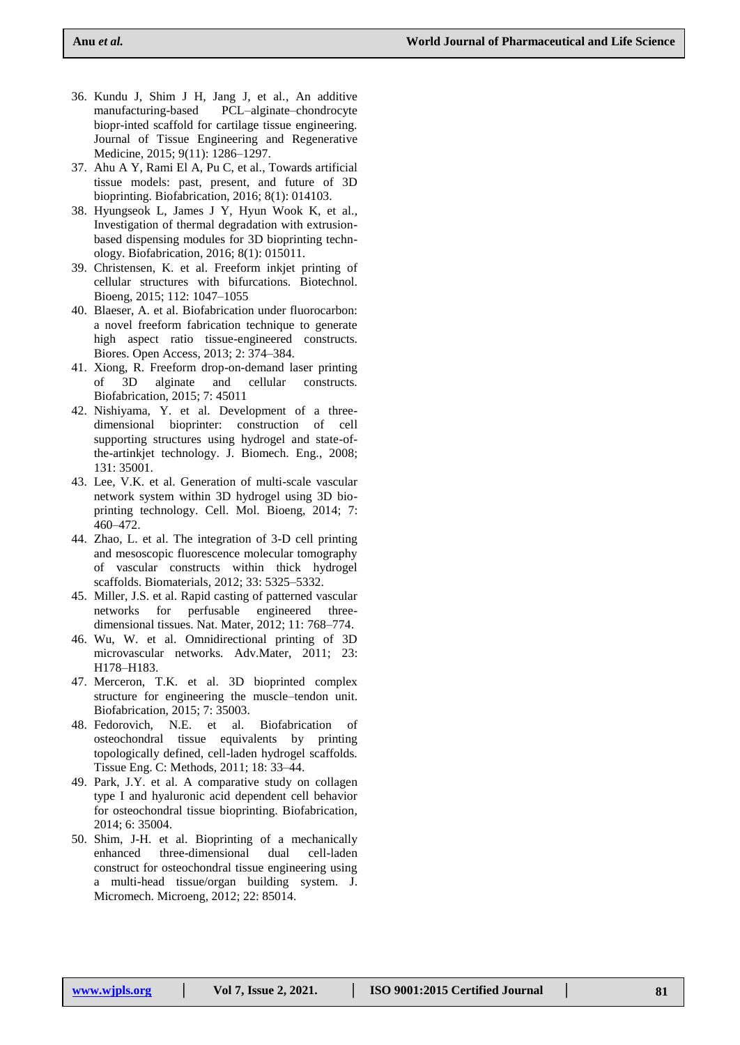36. Kundu J, Shim J H, Jang J, et al., An additive manufacturing-based PCL–alginate–chondrocyte biopr-inted scaffold for cartilage tissue engineering. Journal of Tissue Engineering and Regenerative Medicine, 2015; 9(11): 1286–1297.
37. Ahu A Y, Rami El A, Pu C, et al., Towards artificial tissue models: past, present, and future of 3D bioprinting. Biofabrication, 2016; 8(1): 014103.
38. Hyungseok L, James J Y, Hyun Wook K, et al., Investigation of thermal degradation with extrusion-based dispensing modules for 3D bioprinting techn-ology. Biofabrication, 2016; 8(1): 015011.
39. Christensen, K. et al. Freeform inkjet printing of cellular structures with bifurcations. Biotechnol. Bioeng, 2015; 112: 1047–1055
40. Blaeser, A. et al. Biofabrication under fluorocarbon: a novel freeform fabrication technique to generate high aspect ratio tissue-engineered constructs. Biores. Open Access, 2013; 2: 374–384.
41. Xiong, R. Freeform drop-on-demand laser printing of 3D alginate and cellular constructs. Biofabrication, 2015; 7: 45011
42. Nishiyama, Y. et al. Development of a three-dimensional bioprinter: construction of cell supporting structures using hydrogel and state-of-the-artinkjet technology. J. Biomech. Eng., 2008; 131: 35001.
43. Lee, V.K. et al. Generation of multi-scale vascular network system within 3D hydrogel using 3D bio-printing technology. Cell. Mol. Bioeng, 2014; 7: 460–472.
44. Zhao, L. et al. The integration of 3-D cell printing and mesoscopic fluorescence molecular tomography of vascular constructs within thick hydrogel scaffolds. Biomaterials, 2012; 33: 5325–5332.
45. Miller, J.S. et al. Rapid casting of patterned vascular networks for perfusable engineered three-dimensional tissues. Nat. Mater, 2012; 11: 768–774.
46. Wu, W. et al. Omnidirectional printing of 3D microvascular networks. Adv.Mater, 2011; 23: H178–H183.
47. Merceron, T.K. et al. 3D bioprinted complex structure for engineering the muscle–tendon unit. Biofabrication, 2015; 7: 35003.
48. Fedorovich, N.E. et al. Biofabrication of osteochondral tissue equivalents by printing topologically defined, cell-laden hydrogel scaffolds. Tissue Eng. C: Methods, 2011; 18: 33–44.
49. Park, J.Y. et al. A comparative study on collagen type I and hyaluronic acid dependent cell behavior for osteochondral tissue bioprinting. Biofabrication, 2014; 6: 35004.
50. Shim, J-H. et al. Bioprinting of a mechanically enhanced three-dimensional dual cell-laden construct for osteochondral tissue engineering using a multi-head tissue/organ building system. J. Micromech. Microeng, 2012; 22: 85014.